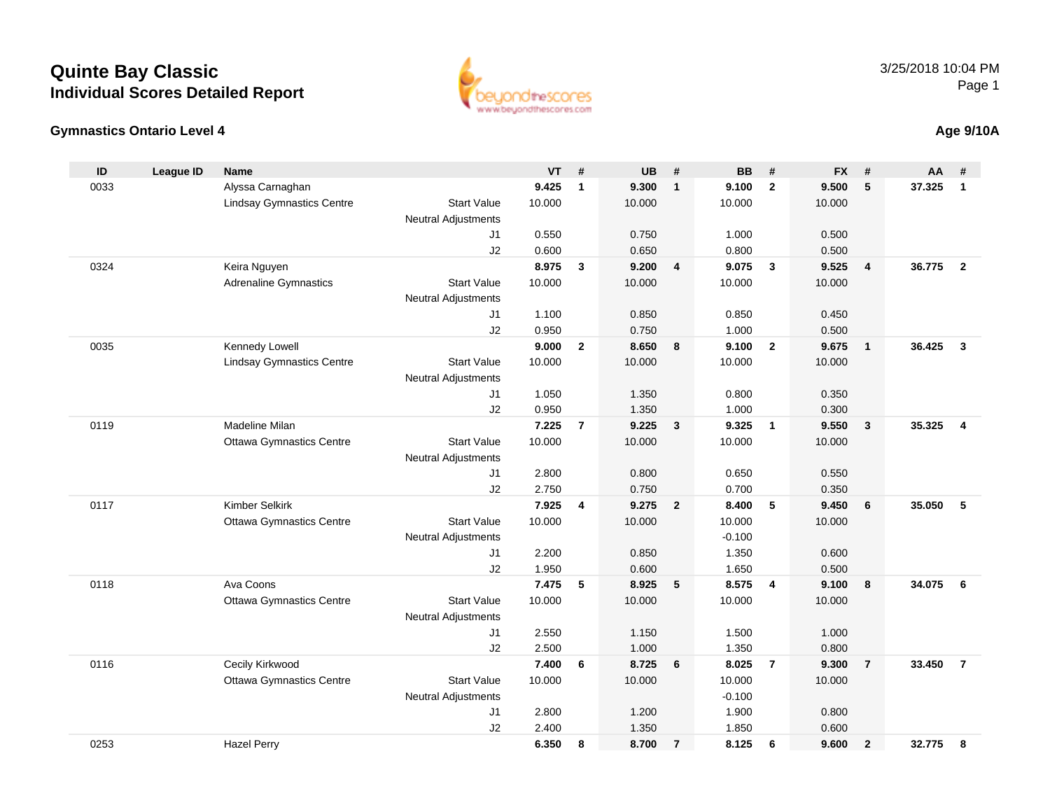# Quinte Bay Classic
## Individual Scores Detailed Report

3/25/2018 10:04 PM

### Gymnastics Ontario Level 4

**Age 9/10A**

| ID | League ID | Name | | VT | # | UB | # | BB | # | FX | # | AA | # |
|---|---|---|---|---|---|---|---|---|---|---|---|---|---|
| 0033 | | Alyssa Carnaghan | | **9.425** | **1** | **9.300** | **1** | **9.100** | **2** | **9.500** | **5** | **37.325** | **1** |
| | | Lindsay Gymnastics Centre | Start Value | 10.000 | | 10.000 | | 10.000 | | 10.000 | | | |
| | | | Neutral Adjustments | | | | | | | | | | |
| | | | J1 | 0.550 | | 0.750 | | 1.000 | | 0.500 | | | |
| | | | J2 | 0.600 | | 0.650 | | 0.800 | | 0.500 | | | |
| 0324 | | Keira Nguyen | | **8.975** | **3** | **9.200** | **4** | **9.075** | **3** | **9.525** | **4** | **36.775** | **2** |
| | | Adrenaline Gymnastics | Start Value | 10.000 | | 10.000 | | 10.000 | | 10.000 | | | |
| | | | Neutral Adjustments | | | | | | | | | | |
| | | | J1 | 1.100 | | 0.850 | | 0.850 | | 0.450 | | | |
| | | | J2 | 0.950 | | 0.750 | | 1.000 | | 0.500 | | | |
| 0035 | | Kennedy Lowell | | **9.000** | **2** | **8.650** | **8** | **9.100** | **2** | **9.675** | **1** | **36.425** | **3** |
| | | Lindsay Gymnastics Centre | Start Value | 10.000 | | 10.000 | | 10.000 | | 10.000 | | | |
| | | | Neutral Adjustments | | | | | | | | | | |
| | | | J1 | 1.050 | | 1.350 | | 0.800 | | 0.350 | | | |
| | | | J2 | 0.950 | | 1.350 | | 1.000 | | 0.300 | | | |
| 0119 | | Madeline Milan | | **7.225** | **7** | **9.225** | **3** | **9.325** | **1** | **9.550** | **3** | **35.325** | **4** |
| | | Ottawa Gymnastics Centre | Start Value | 10.000 | | 10.000 | | 10.000 | | 10.000 | | | |
| | | | Neutral Adjustments | | | | | | | | | | |
| | | | J1 | 2.800 | | 0.800 | | 0.650 | | 0.550 | | | |
| | | | J2 | 2.750 | | 0.750 | | 0.700 | | 0.350 | | | |
| 0117 | | Kimber Selkirk | | **7.925** | **4** | **9.275** | **2** | **8.400** | **5** | **9.450** | **6** | **35.050** | **5** |
| | | Ottawa Gymnastics Centre | Start Value | 10.000 | | 10.000 | | 10.000 | | 10.000 | | | |
| | | | Neutral Adjustments | | | | | -0.100 | | | | | |
| | | | J1 | 2.200 | | 0.850 | | 1.350 | | 0.600 | | | |
| | | | J2 | 1.950 | | 0.600 | | 1.650 | | 0.500 | | | |
| 0118 | | Ava Coons | | **7.475** | **5** | **8.925** | **5** | **8.575** | **4** | **9.100** | **8** | **34.075** | **6** |
| | | Ottawa Gymnastics Centre | Start Value | 10.000 | | 10.000 | | 10.000 | | 10.000 | | | |
| | | | Neutral Adjustments | | | | | | | | | | |
| | | | J1 | 2.550 | | 1.150 | | 1.500 | | 1.000 | | | |
| | | | J2 | 2.500 | | 1.000 | | 1.350 | | 0.800 | | | |
| 0116 | | Cecily Kirkwood | | **7.400** | **6** | **8.725** | **6** | **8.025** | **7** | **9.300** | **7** | **33.450** | **7** |
| | | Ottawa Gymnastics Centre | Start Value | 10.000 | | 10.000 | | 10.000 | | 10.000 | | | |
| | | | Neutral Adjustments | | | | | -0.100 | | | | | |
| | | | J1 | 2.800 | | 1.200 | | 1.900 | | 0.800 | | | |
| | | | J2 | 2.400 | | 1.350 | | 1.850 | | 0.600 | | | |
| 0253 | | Hazel Perry | | **6.350** | **8** | **8.700** | **7** | **8.125** | **6** | **9.600** | **2** | **32.775** | **8** |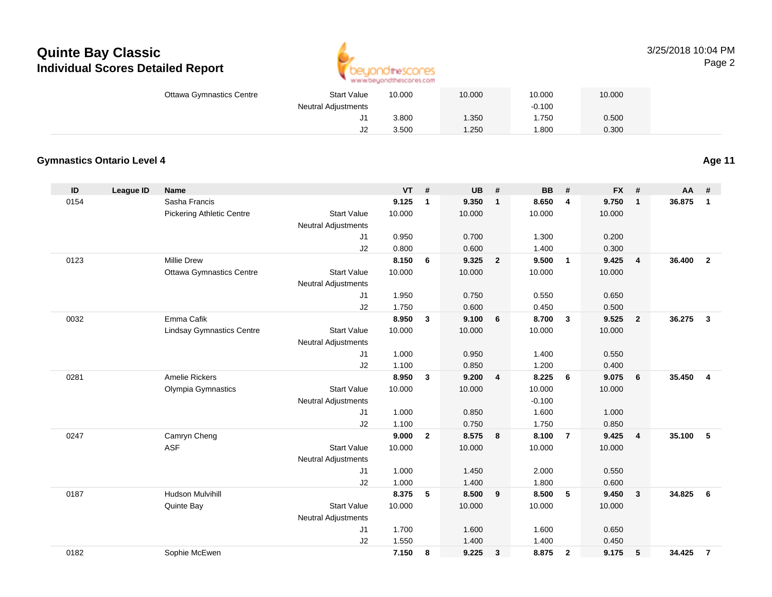# Quinte Bay Classic

## Individual Scores Detailed Report

| | | | | VT | | UB | | BB | | FX | | | |
|---|---|---|---|---|---|---|---|---|---|---|---|---|---|
| | | Ottawa Gymnastics Centre | Start Value | 10.000 | | 10.000 | | 10.000 | | 10.000 | | | |
| | | | Neutral Adjustments | | | | | -0.100 | | | | | |
| | | | J1 | 3.800 | | 1.350 | | 1.750 | | 0.500 | | | |
| | | | J2 | 3.500 | | 1.250 | | 1.800 | | 0.300 | | | |

### Gymnastics Ontario Level 4

**Age 11**

| ID | League ID | Name | | VT | # | UB | # | BB | # | FX | # | AA | # |
|---|---|---|---|---|---|---|---|---|---|---|---|---|---|
| 0154 | | Sasha Francis | | **9.125** | **1** | **9.350** | **1** | **8.650** | **4** | **9.750** | **1** | **36.875** | **1** |
| | | Pickering Athletic Centre | Start Value | 10.000 | | 10.000 | | 10.000 | | 10.000 | | | |
| | | | Neutral Adjustments | | | | | | | | | | |
| | | | J1 | 0.950 | | 0.700 | | 1.300 | | 0.200 | | | |
| | | | J2 | 0.800 | | 0.600 | | 1.400 | | 0.300 | | | |
| 0123 | | Millie Drew | | **8.150** | **6** | **9.325** | **2** | **9.500** | **1** | **9.425** | **4** | **36.400** | **2** |
| | | Ottawa Gymnastics Centre | Start Value | 10.000 | | 10.000 | | 10.000 | | 10.000 | | | |
| | | | Neutral Adjustments | | | | | | | | | | |
| | | | J1 | 1.950 | | 0.750 | | 0.550 | | 0.650 | | | |
| | | | J2 | 1.750 | | 0.600 | | 0.450 | | 0.500 | | | |
| 0032 | | Emma Cafik | | **8.950** | **3** | **9.100** | **6** | **8.700** | **3** | **9.525** | **2** | **36.275** | **3** |
| | | Lindsay Gymnastics Centre | Start Value | 10.000 | | 10.000 | | 10.000 | | 10.000 | | | |
| | | | Neutral Adjustments | | | | | | | | | | |
| | | | J1 | 1.000 | | 0.950 | | 1.400 | | 0.550 | | | |
| | | | J2 | 1.100 | | 0.850 | | 1.200 | | 0.400 | | | |
| 0281 | | Amelie Rickers | | **8.950** | **3** | **9.200** | **4** | **8.225** | **6** | **9.075** | **6** | **35.450** | **4** |
| | | Olympia Gymnastics | Start Value | 10.000 | | 10.000 | | 10.000 | | 10.000 | | | |
| | | | Neutral Adjustments | | | | | -0.100 | | | | | |
| | | | J1 | 1.000 | | 0.850 | | 1.600 | | 1.000 | | | |
| | | | J2 | 1.100 | | 0.750 | | 1.750 | | 0.850 | | | |
| 0247 | | Camryn Cheng | | **9.000** | **2** | **8.575** | **8** | **8.100** | **7** | **9.425** | **4** | **35.100** | **5** |
| | | ASF | Start Value | 10.000 | | 10.000 | | 10.000 | | 10.000 | | | |
| | | | Neutral Adjustments | | | | | | | | | | |
| | | | J1 | 1.000 | | 1.450 | | 2.000 | | 0.550 | | | |
| | | | J2 | 1.000 | | 1.400 | | 1.800 | | 0.600 | | | |
| 0187 | | Hudson Mulvihill | | **8.375** | **5** | **8.500** | **9** | **8.500** | **5** | **9.450** | **3** | **34.825** | **6** |
| | | Quinte Bay | Start Value | 10.000 | | 10.000 | | 10.000 | | 10.000 | | | |
| | | | Neutral Adjustments | | | | | | | | | | |
| | | | J1 | 1.700 | | 1.600 | | 1.600 | | 0.650 | | | |
| | | | J2 | 1.550 | | 1.400 | | 1.400 | | 0.450 | | | |
| 0182 | | Sophie McEwen | | **7.150** | **8** | **9.225** | **3** | **8.875** | **2** | **9.175** | **5** | **34.425** | **7** |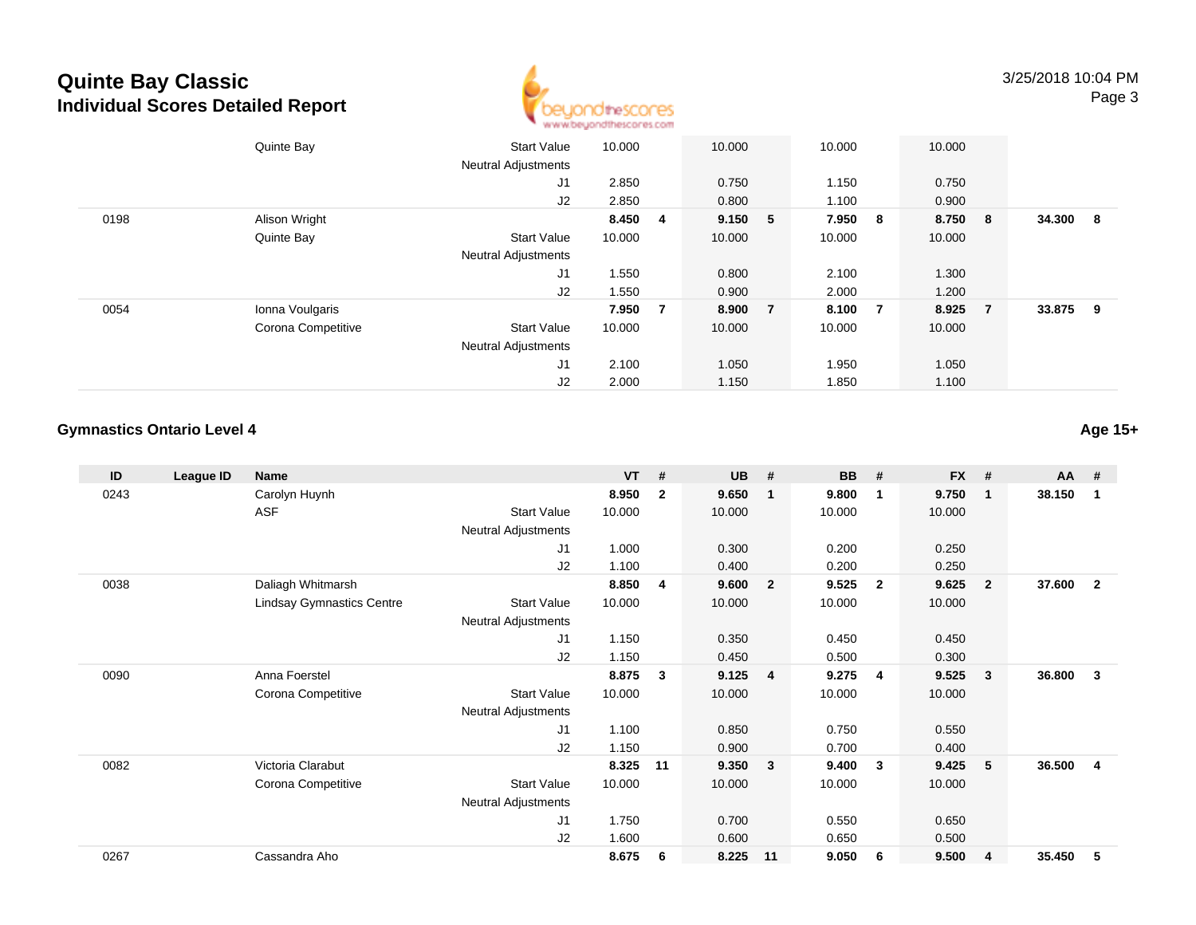# Quinte Bay Classic
## Individual Scores Detailed Report

| ID | League ID | Name | | VT | # | UB | # | BB | # | FX | # | AA | # |
|---|---|---|---|---|---|---|---|---|---|---|---|---|---|
| | | Quinte Bay | Start Value | 10.000 | | 10.000 | | 10.000 | | 10.000 | | | |
| | | | Neutral Adjustments | | | | | | | | | | |
| | | | J1 | 2.850 | | 0.750 | | 1.150 | | 0.750 | | | |
| | | | J2 | 2.850 | | 0.800 | | 1.100 | | 0.900 | | | |
| 0198 | | Alison Wright | | **8.450** | **4** | **9.150** | **5** | **7.950** | **8** | **8.750** | **8** | **34.300** | **8** |
| | | Quinte Bay | Start Value | 10.000 | | 10.000 | | 10.000 | | 10.000 | | | |
| | | | Neutral Adjustments | | | | | | | | | | |
| | | | J1 | 1.550 | | 0.800 | | 2.100 | | 1.300 | | | |
| | | | J2 | 1.550 | | 0.900 | | 2.000 | | 1.200 | | | |
| 0054 | | Ionna Voulgaris | | **7.950** | **7** | **8.900** | **7** | **8.100** | **7** | **8.925** | **7** | **33.875** | **9** |
| | | Corona Competitive | Start Value | 10.000 | | 10.000 | | 10.000 | | 10.000 | | | |
| | | | Neutral Adjustments | | | | | | | | | | |
| | | | J1 | 2.100 | | 1.050 | | 1.950 | | 1.050 | | | |
| | | | J2 | 2.000 | | 1.150 | | 1.850 | | 1.100 | | | |

### Gymnastics Ontario Level 4 — Age 15+

| ID | League ID | Name | | VT | # | UB | # | BB | # | FX | # | AA | # |
|---|---|---|---|---|---|---|---|---|---|---|---|---|---|
| 0243 | | Carolyn Huynh | | **8.950** | **2** | **9.650** | **1** | **9.800** | **1** | **9.750** | **1** | **38.150** | **1** |
| | | ASF | Start Value | 10.000 | | 10.000 | | 10.000 | | 10.000 | | | |
| | | | Neutral Adjustments | | | | | | | | | | |
| | | | J1 | 1.000 | | 0.300 | | 0.200 | | 0.250 | | | |
| | | | J2 | 1.100 | | 0.400 | | 0.200 | | 0.250 | | | |
| 0038 | | Daliagh Whitmarsh | | **8.850** | **4** | **9.600** | **2** | **9.525** | **2** | **9.625** | **2** | **37.600** | **2** |
| | | Lindsay Gymnastics Centre | Start Value | 10.000 | | 10.000 | | 10.000 | | 10.000 | | | |
| | | | Neutral Adjustments | | | | | | | | | | |
| | | | J1 | 1.150 | | 0.350 | | 0.450 | | 0.450 | | | |
| | | | J2 | 1.150 | | 0.450 | | 0.500 | | 0.300 | | | |
| 0090 | | Anna Foerstel | | **8.875** | **3** | **9.125** | **4** | **9.275** | **4** | **9.525** | **3** | **36.800** | **3** |
| | | Corona Competitive | Start Value | 10.000 | | 10.000 | | 10.000 | | 10.000 | | | |
| | | | Neutral Adjustments | | | | | | | | | | |
| | | | J1 | 1.100 | | 0.850 | | 0.750 | | 0.550 | | | |
| | | | J2 | 1.150 | | 0.900 | | 0.700 | | 0.400 | | | |
| 0082 | | Victoria Clarabut | | **8.325** | **11** | **9.350** | **3** | **9.400** | **3** | **9.425** | **5** | **36.500** | **4** |
| | | Corona Competitive | Start Value | 10.000 | | 10.000 | | 10.000 | | 10.000 | | | |
| | | | Neutral Adjustments | | | | | | | | | | |
| | | | J1 | 1.750 | | 0.700 | | 0.550 | | 0.650 | | | |
| | | | J2 | 1.600 | | 0.600 | | 0.650 | | 0.500 | | | |
| 0267 | | Cassandra Aho | | **8.675** | **6** | **8.225** | **11** | **9.050** | **6** | **9.500** | **4** | **35.450** | **5** |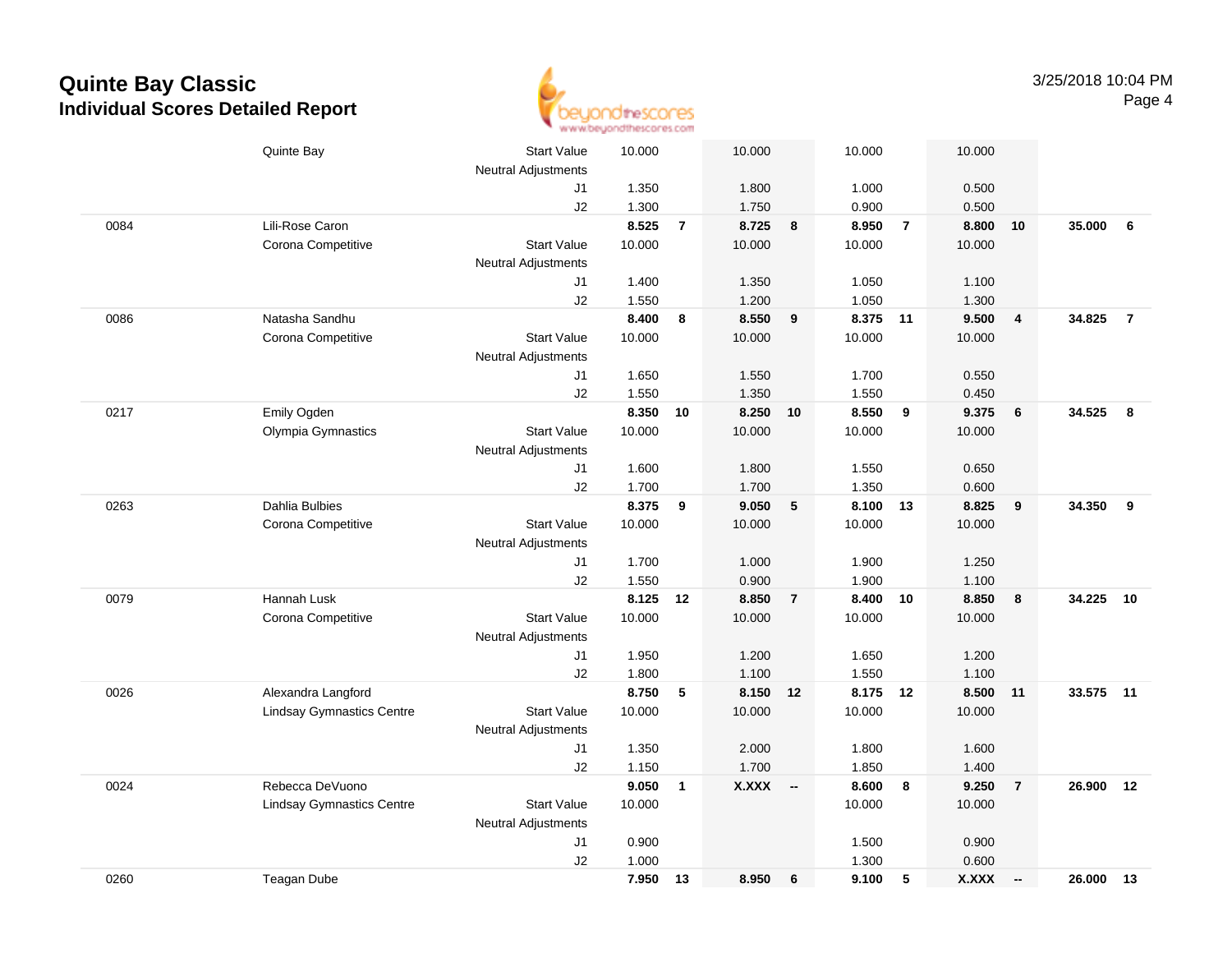# Quinte Bay Classic
## Individual Scores Detailed Report

3/25/2018 10:04 PM

| # | Name / Club | | Vault | Rank | Bars | Rank | Beam | Rank | Floor | Rank | AA | Rank |
|---|---|---|---|---|---|---|---|---|---|---|---|---|
| | Quinte Bay | Start Value | 10.000 | | 10.000 | | 10.000 | | 10.000 | | | |
| | | Neutral Adjustments | | | | | | | | | | |
| | | J1 | 1.350 | | 1.800 | | 1.000 | | 0.500 | | | |
| | | J2 | 1.300 | | 1.750 | | 0.900 | | 0.500 | | | |
| 0084 | Lili-Rose Caron | | **8.525** | **7** | **8.725** | **8** | **8.950** | **7** | **8.800** | **10** | **35.000** | **6** |
| | Corona Competitive | Start Value | 10.000 | | 10.000 | | 10.000 | | 10.000 | | | |
| | | Neutral Adjustments | | | | | | | | | | |
| | | J1 | 1.400 | | 1.350 | | 1.050 | | 1.100 | | | |
| | | J2 | 1.550 | | 1.200 | | 1.050 | | 1.300 | | | |
| 0086 | Natasha Sandhu | | **8.400** | **8** | **8.550** | **9** | **8.375** | **11** | **9.500** | **4** | **34.825** | **7** |
| | Corona Competitive | Start Value | 10.000 | | 10.000 | | 10.000 | | 10.000 | | | |
| | | Neutral Adjustments | | | | | | | | | | |
| | | J1 | 1.650 | | 1.550 | | 1.700 | | 0.550 | | | |
| | | J2 | 1.550 | | 1.350 | | 1.550 | | 0.450 | | | |
| 0217 | Emily Ogden | | **8.350** | **10** | **8.250** | **10** | **8.550** | **9** | **9.375** | **6** | **34.525** | **8** |
| | Olympia Gymnastics | Start Value | 10.000 | | 10.000 | | 10.000 | | 10.000 | | | |
| | | Neutral Adjustments | | | | | | | | | | |
| | | J1 | 1.600 | | 1.800 | | 1.550 | | 0.650 | | | |
| | | J2 | 1.700 | | 1.700 | | 1.350 | | 0.600 | | | |
| 0263 | Dahlia Bulbies | | **8.375** | **9** | **9.050** | **5** | **8.100** | **13** | **8.825** | **9** | **34.350** | **9** |
| | Corona Competitive | Start Value | 10.000 | | 10.000 | | 10.000 | | 10.000 | | | |
| | | Neutral Adjustments | | | | | | | | | | |
| | | J1 | 1.700 | | 1.000 | | 1.900 | | 1.250 | | | |
| | | J2 | 1.550 | | 0.900 | | 1.900 | | 1.100 | | | |
| 0079 | Hannah Lusk | | **8.125** | **12** | **8.850** | **7** | **8.400** | **10** | **8.850** | **8** | **34.225** | **10** |
| | Corona Competitive | Start Value | 10.000 | | 10.000 | | 10.000 | | 10.000 | | | |
| | | Neutral Adjustments | | | | | | | | | | |
| | | J1 | 1.950 | | 1.200 | | 1.650 | | 1.200 | | | |
| | | J2 | 1.800 | | 1.100 | | 1.550 | | 1.100 | | | |
| 0026 | Alexandra Langford | | **8.750** | **5** | **8.150** | **12** | **8.175** | **12** | **8.500** | **11** | **33.575** | **11** |
| | Lindsay Gymnastics Centre | Start Value | 10.000 | | 10.000 | | 10.000 | | 10.000 | | | |
| | | Neutral Adjustments | | | | | | | | | | |
| | | J1 | 1.350 | | 2.000 | | 1.800 | | 1.600 | | | |
| | | J2 | 1.150 | | 1.700 | | 1.850 | | 1.400 | | | |
| 0024 | Rebecca DeVuono | | **9.050** | **1** | **X.XXX** | **--** | **8.600** | **8** | **9.250** | **7** | **26.900** | **12** |
| | Lindsay Gymnastics Centre | Start Value | 10.000 | | | | 10.000 | | 10.000 | | | |
| | | Neutral Adjustments | | | | | | | | | | |
| | | J1 | 0.900 | | | | 1.500 | | 0.900 | | | |
| | | J2 | 1.000 | | | | 1.300 | | 0.600 | | | |
| 0260 | Teagan Dube | | **7.950** | **13** | **8.950** | **6** | **9.100** | **5** | **X.XXX** | **--** | **26.000** | **13** |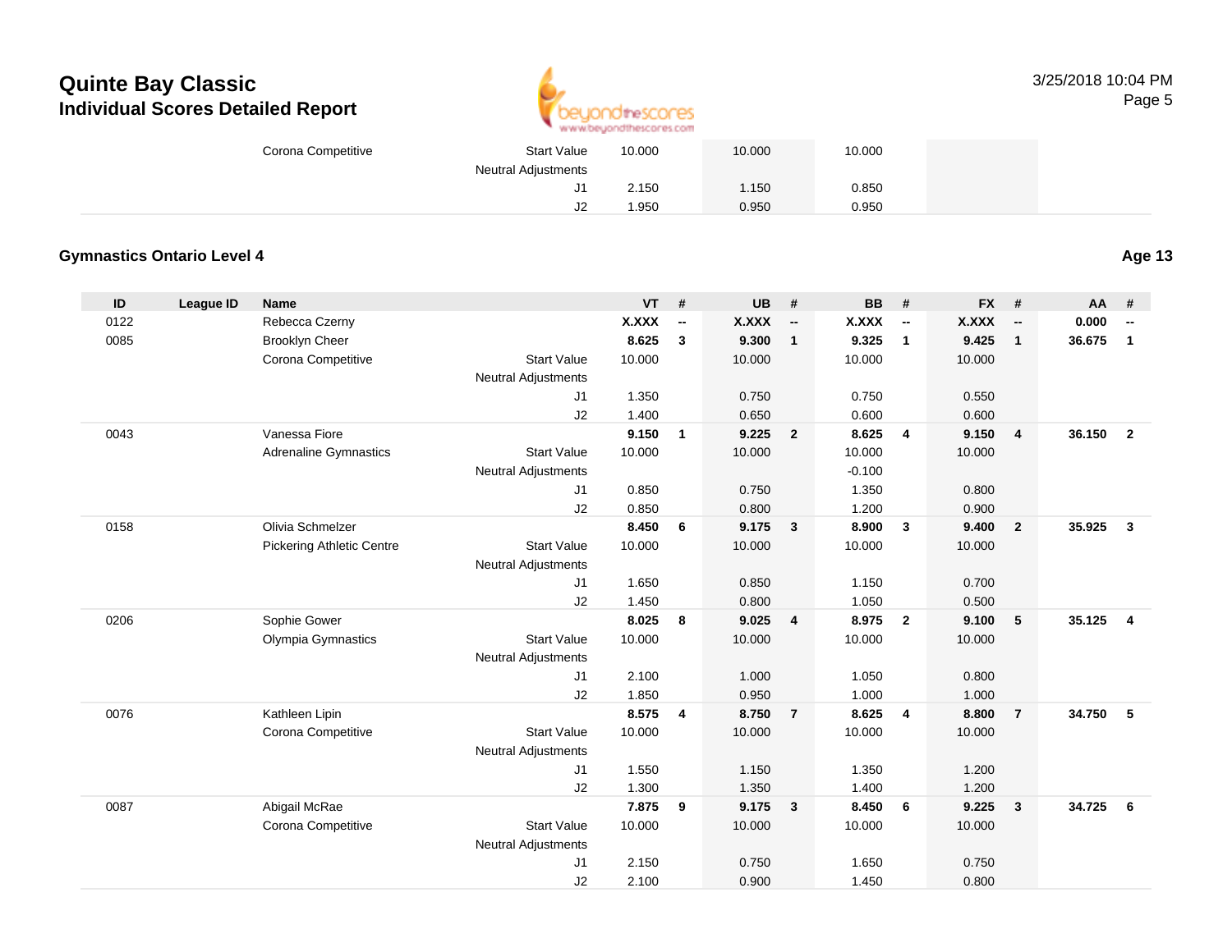# Quinte Bay Classic

## Individual Scores Detailed Report

| | | | | VT | # | UB | # | BB | # | FX | # | AA | # |
|---|---|---|---|---|---|---|---|---|---|---|---|---|---|
| | | Corona Competitive | Start Value | 10.000 | | 10.000 | | 10.000 | | | | | |
| | | | Neutral Adjustments | | | | | | | | | | |
| | | | J1 | 2.150 | | 1.150 | | 0.850 | | | | | |
| | | | J2 | 1.950 | | 0.950 | | 0.950 | | | | | |

### Gymnastics Ontario Level 4

**Age 13**

| ID | League ID | Name | | VT | # | UB | # | BB | # | FX | # | AA | # |
|---|---|---|---|---|---|---|---|---|---|---|---|---|---|
| 0122 | | Rebecca Czerny | | **X.XXX** | **--** | **X.XXX** | **--** | **X.XXX** | **--** | **X.XXX** | **--** | **0.000** | **--** |
| 0085 | | Brooklyn Cheer | | **8.625** | **3** | **9.300** | **1** | **9.325** | **1** | **9.425** | **1** | **36.675** | **1** |
| | | Corona Competitive | Start Value | 10.000 | | 10.000 | | 10.000 | | 10.000 | | | |
| | | | Neutral Adjustments | | | | | | | | | | |
| | | | J1 | 1.350 | | 0.750 | | 0.750 | | 0.550 | | | |
| | | | J2 | 1.400 | | 0.650 | | 0.600 | | 0.600 | | | |
| 0043 | | Vanessa Fiore | | **9.150** | **1** | **9.225** | **2** | **8.625** | **4** | **9.150** | **4** | **36.150** | **2** |
| | | Adrenaline Gymnastics | Start Value | 10.000 | | 10.000 | | 10.000 | | 10.000 | | | |
| | | | Neutral Adjustments | | | | | -0.100 | | | | | |
| | | | J1 | 0.850 | | 0.750 | | 1.350 | | 0.800 | | | |
| | | | J2 | 0.850 | | 0.800 | | 1.200 | | 0.900 | | | |
| 0158 | | Olivia Schmelzer | | **8.450** | **6** | **9.175** | **3** | **8.900** | **3** | **9.400** | **2** | **35.925** | **3** |
| | | Pickering Athletic Centre | Start Value | 10.000 | | 10.000 | | 10.000 | | 10.000 | | | |
| | | | Neutral Adjustments | | | | | | | | | | |
| | | | J1 | 1.650 | | 0.850 | | 1.150 | | 0.700 | | | |
| | | | J2 | 1.450 | | 0.800 | | 1.050 | | 0.500 | | | |
| 0206 | | Sophie Gower | | **8.025** | **8** | **9.025** | **4** | **8.975** | **2** | **9.100** | **5** | **35.125** | **4** |
| | | Olympia Gymnastics | Start Value | 10.000 | | 10.000 | | 10.000 | | 10.000 | | | |
| | | | Neutral Adjustments | | | | | | | | | | |
| | | | J1 | 2.100 | | 1.000 | | 1.050 | | 0.800 | | | |
| | | | J2 | 1.850 | | 0.950 | | 1.000 | | 1.000 | | | |
| 0076 | | Kathleen Lipin | | **8.575** | **4** | **8.750** | **7** | **8.625** | **4** | **8.800** | **7** | **34.750** | **5** |
| | | Corona Competitive | Start Value | 10.000 | | 10.000 | | 10.000 | | 10.000 | | | |
| | | | Neutral Adjustments | | | | | | | | | | |
| | | | J1 | 1.550 | | 1.150 | | 1.350 | | 1.200 | | | |
| | | | J2 | 1.300 | | 1.350 | | 1.400 | | 1.200 | | | |
| 0087 | | Abigail McRae | | **7.875** | **9** | **9.175** | **3** | **8.450** | **6** | **9.225** | **3** | **34.725** | **6** |
| | | Corona Competitive | Start Value | 10.000 | | 10.000 | | 10.000 | | 10.000 | | | |
| | | | Neutral Adjustments | | | | | | | | | | |
| | | | J1 | 2.150 | | 0.750 | | 1.650 | | 0.750 | | | |
| | | | J2 | 2.100 | | 0.900 | | 1.450 | | 0.800 | | | |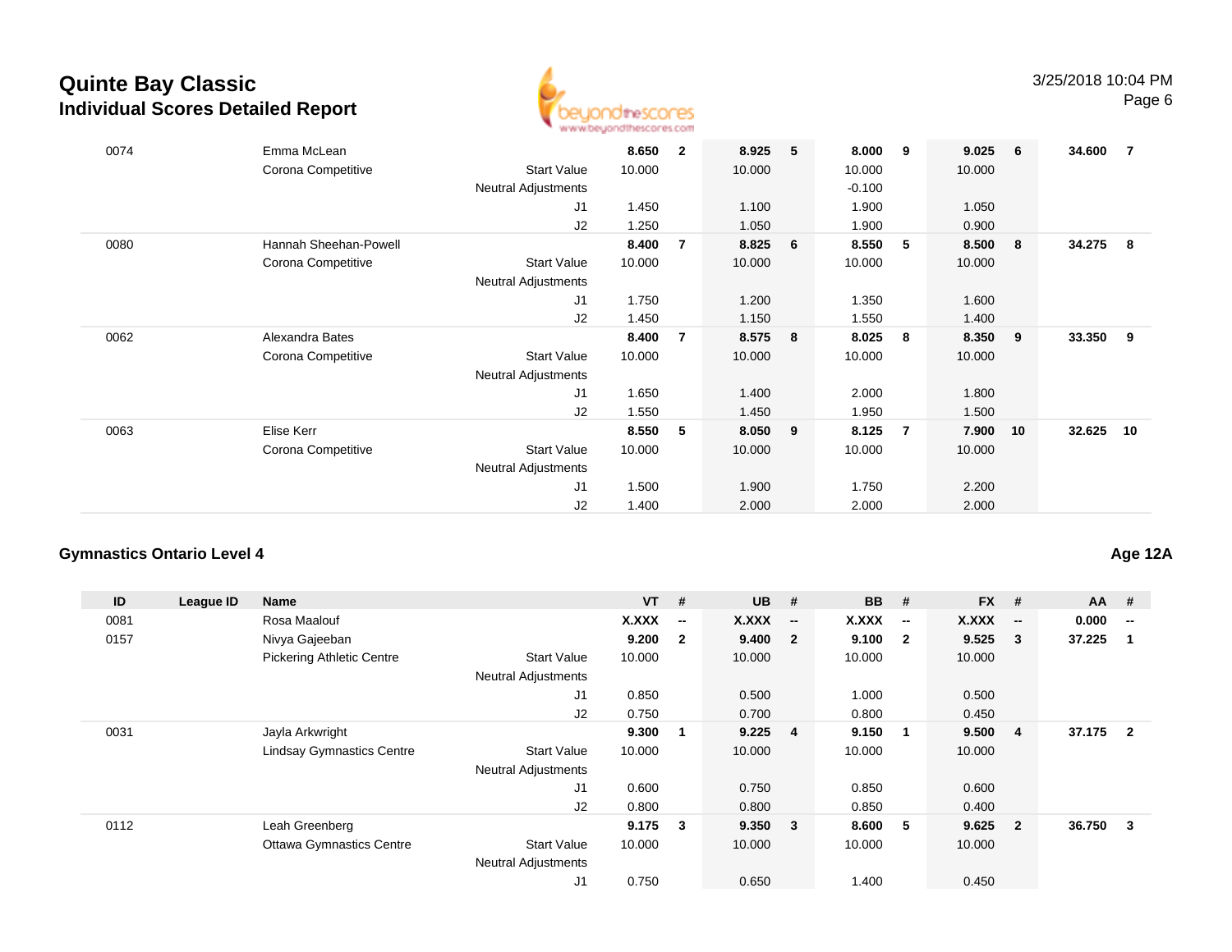# Quinte Bay Classic
## Individual Scores Detailed Report

3/25/2018 10:04 PM

| ID | League ID | Name | | VT | # | UB | # | BB | # | FX | # | AA | # |
|---|---|---|---|---|---|---|---|---|---|---|---|---|---|
| 0074 | | Emma McLean | | **8.650** | **2** | **8.925** | **5** | **8.000** | **9** | **9.025** | **6** | **34.600** | **7** |
| | | Corona Competitive | Start Value | 10.000 | | 10.000 | | 10.000 | | 10.000 | | | |
| | | | Neutral Adjustments | | | | | -0.100 | | | | | |
| | | | J1 | 1.450 | | 1.100 | | 1.900 | | 1.050 | | | |
| | | | J2 | 1.250 | | 1.050 | | 1.900 | | 0.900 | | | |
| 0080 | | Hannah Sheehan-Powell | | **8.400** | **7** | **8.825** | **6** | **8.550** | **5** | **8.500** | **8** | **34.275** | **8** |
| | | Corona Competitive | Start Value | 10.000 | | 10.000 | | 10.000 | | 10.000 | | | |
| | | | Neutral Adjustments | | | | | | | | | | |
| | | | J1 | 1.750 | | 1.200 | | 1.350 | | 1.600 | | | |
| | | | J2 | 1.450 | | 1.150 | | 1.550 | | 1.400 | | | |
| 0062 | | Alexandra Bates | | **8.400** | **7** | **8.575** | **8** | **8.025** | **8** | **8.350** | **9** | **33.350** | **9** |
| | | Corona Competitive | Start Value | 10.000 | | 10.000 | | 10.000 | | 10.000 | | | |
| | | | Neutral Adjustments | | | | | | | | | | |
| | | | J1 | 1.650 | | 1.400 | | 2.000 | | 1.800 | | | |
| | | | J2 | 1.550 | | 1.450 | | 1.950 | | 1.500 | | | |
| 0063 | | Elise Kerr | | **8.550** | **5** | **8.050** | **9** | **8.125** | **7** | **7.900** | **10** | **32.625** | **10** |
| | | Corona Competitive | Start Value | 10.000 | | 10.000 | | 10.000 | | 10.000 | | | |
| | | | Neutral Adjustments | | | | | | | | | | |
| | | | J1 | 1.500 | | 1.900 | | 1.750 | | 2.200 | | | |
| | | | J2 | 1.400 | | 2.000 | | 2.000 | | 2.000 | | | |

### Gymnastics Ontario Level 4

**Age 12A**

| ID | League ID | Name | | VT | # | UB | # | BB | # | FX | # | AA | # |
|---|---|---|---|---|---|---|---|---|---|---|---|---|---|
| 0081 | | Rosa Maalouf | | **X.XXX** | **--** | **X.XXX** | **--** | **X.XXX** | **--** | **X.XXX** | **--** | **0.000** | **--** |
| 0157 | | Nivya Gajeeban | | **9.200** | **2** | **9.400** | **2** | **9.100** | **2** | **9.525** | **3** | **37.225** | **1** |
| | | Pickering Athletic Centre | Start Value | 10.000 | | 10.000 | | 10.000 | | 10.000 | | | |
| | | | Neutral Adjustments | | | | | | | | | | |
| | | | J1 | 0.850 | | 0.500 | | 1.000 | | 0.500 | | | |
| | | | J2 | 0.750 | | 0.700 | | 0.800 | | 0.450 | | | |
| 0031 | | Jayla Arkwright | | **9.300** | **1** | **9.225** | **4** | **9.150** | **1** | **9.500** | **4** | **37.175** | **2** |
| | | Lindsay Gymnastics Centre | Start Value | 10.000 | | 10.000 | | 10.000 | | 10.000 | | | |
| | | | Neutral Adjustments | | | | | | | | | | |
| | | | J1 | 0.600 | | 0.750 | | 0.850 | | 0.600 | | | |
| | | | J2 | 0.800 | | 0.800 | | 0.850 | | 0.400 | | | |
| 0112 | | Leah Greenberg | | **9.175** | **3** | **9.350** | **3** | **8.600** | **5** | **9.625** | **2** | **36.750** | **3** |
| | | Ottawa Gymnastics Centre | Start Value | 10.000 | | 10.000 | | 10.000 | | 10.000 | | | |
| | | | Neutral Adjustments | | | | | | | | | | |
| | | | J1 | 0.750 | | 0.650 | | 1.400 | | 0.450 | | | |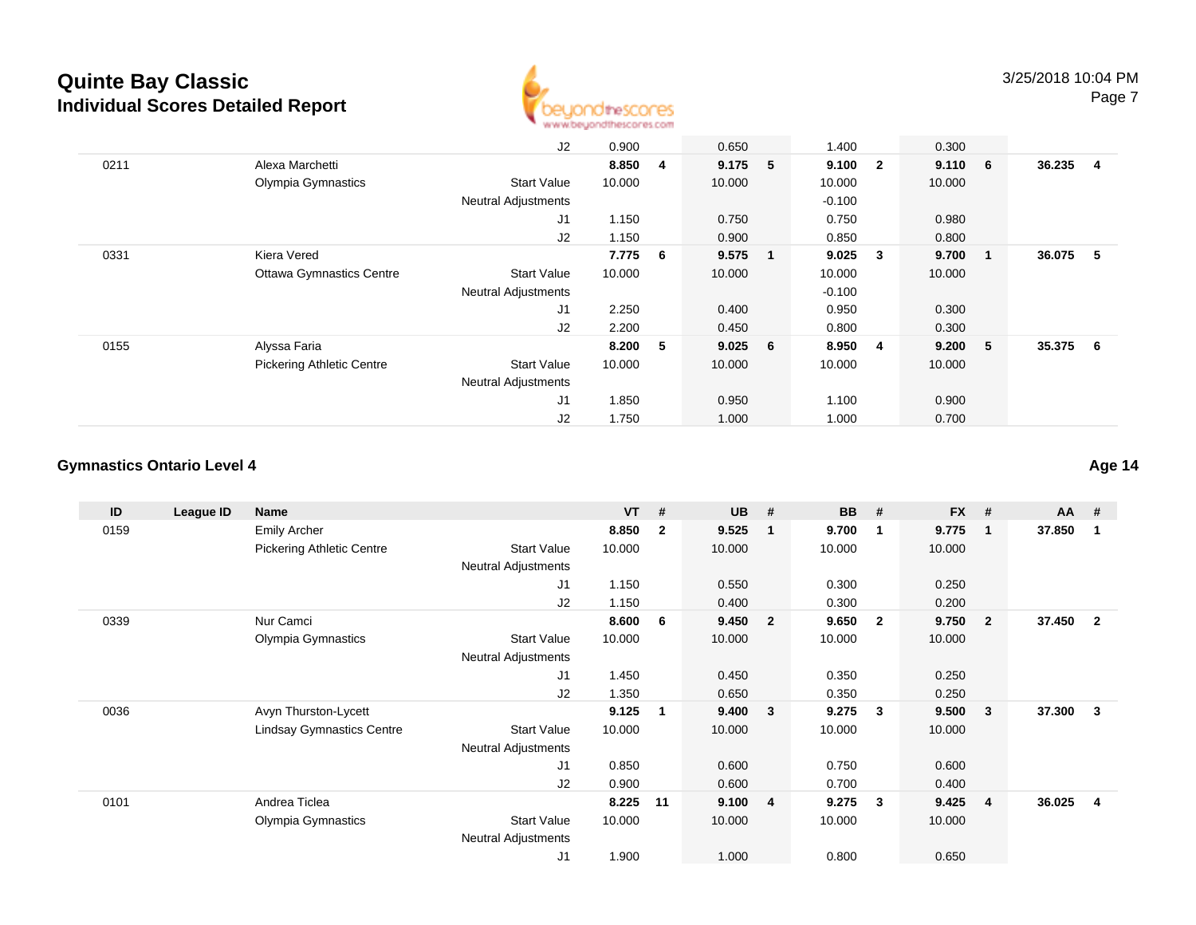# Quinte Bay Classic

## Individual Scores Detailed Report

| ID | League ID | Name | | VT | # | UB | # | BB | # | FX | # | AA | # |
|---|---|---|---|---|---|---|---|---|---|---|---|---|---|
| | | | J2 | 0.900 | | 0.650 | | 1.400 | | 0.300 | | | |
| 0211 | | Alexa Marchetti | | **8.850** | **4** | **9.175** | **5** | **9.100** | **2** | **9.110** | **6** | **36.235** | **4** |
| | | Olympia Gymnastics | Start Value | 10.000 | | 10.000 | | 10.000 | | 10.000 | | | |
| | | | Neutral Adjustments | | | | | -0.100 | | | | | |
| | | | J1 | 1.150 | | 0.750 | | 0.750 | | 0.980 | | | |
| | | | J2 | 1.150 | | 0.900 | | 0.850 | | 0.800 | | | |
| 0331 | | Kiera Vered | | **7.775** | **6** | **9.575** | **1** | **9.025** | **3** | **9.700** | **1** | **36.075** | **5** |
| | | Ottawa Gymnastics Centre | Start Value | 10.000 | | 10.000 | | 10.000 | | 10.000 | | | |
| | | | Neutral Adjustments | | | | | -0.100 | | | | | |
| | | | J1 | 2.250 | | 0.400 | | 0.950 | | 0.300 | | | |
| | | | J2 | 2.200 | | 0.450 | | 0.800 | | 0.300 | | | |
| 0155 | | Alyssa Faria | | **8.200** | **5** | **9.025** | **6** | **8.950** | **4** | **9.200** | **5** | **35.375** | **6** |
| | | Pickering Athletic Centre | Start Value | 10.000 | | 10.000 | | 10.000 | | 10.000 | | | |
| | | | Neutral Adjustments | | | | | | | | | | |
| | | | J1 | 1.850 | | 0.950 | | 1.100 | | 0.900 | | | |
| | | | J2 | 1.750 | | 1.000 | | 1.000 | | 0.700 | | | |

### Gymnastics Ontario Level 4 — Age 14

| ID | League ID | Name | | VT | # | UB | # | BB | # | FX | # | AA | # |
|---|---|---|---|---|---|---|---|---|---|---|---|---|---|
| 0159 | | Emily Archer | | **8.850** | **2** | **9.525** | **1** | **9.700** | **1** | **9.775** | **1** | **37.850** | **1** |
| | | Pickering Athletic Centre | Start Value | 10.000 | | 10.000 | | 10.000 | | 10.000 | | | |
| | | | Neutral Adjustments | | | | | | | | | | |
| | | | J1 | 1.150 | | 0.550 | | 0.300 | | 0.250 | | | |
| | | | J2 | 1.150 | | 0.400 | | 0.300 | | 0.200 | | | |
| 0339 | | Nur Camci | | **8.600** | **6** | **9.450** | **2** | **9.650** | **2** | **9.750** | **2** | **37.450** | **2** |
| | | Olympia Gymnastics | Start Value | 10.000 | | 10.000 | | 10.000 | | 10.000 | | | |
| | | | Neutral Adjustments | | | | | | | | | | |
| | | | J1 | 1.450 | | 0.450 | | 0.350 | | 0.250 | | | |
| | | | J2 | 1.350 | | 0.650 | | 0.350 | | 0.250 | | | |
| 0036 | | Avyn Thurston-Lycett | | **9.125** | **1** | **9.400** | **3** | **9.275** | **3** | **9.500** | **3** | **37.300** | **3** |
| | | Lindsay Gymnastics Centre | Start Value | 10.000 | | 10.000 | | 10.000 | | 10.000 | | | |
| | | | Neutral Adjustments | | | | | | | | | | |
| | | | J1 | 0.850 | | 0.600 | | 0.750 | | 0.600 | | | |
| | | | J2 | 0.900 | | 0.600 | | 0.700 | | 0.400 | | | |
| 0101 | | Andrea Ticlea | | **8.225** | **11** | **9.100** | **4** | **9.275** | **3** | **9.425** | **4** | **36.025** | **4** |
| | | Olympia Gymnastics | Start Value | 10.000 | | 10.000 | | 10.000 | | 10.000 | | | |
| | | | Neutral Adjustments | | | | | | | | | | |
| | | | J1 | 1.900 | | 1.000 | | 0.800 | | 0.650 | | | |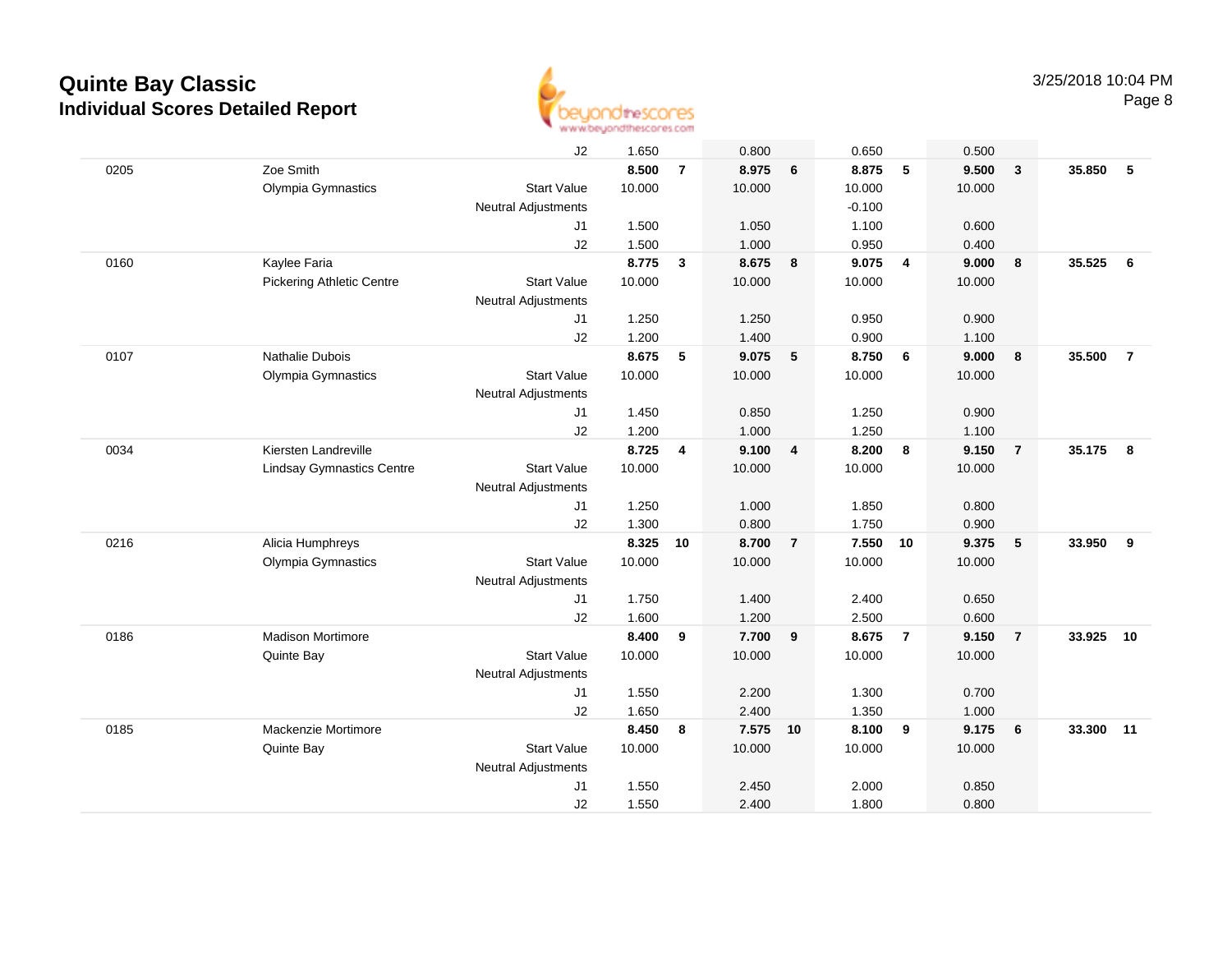# Quinte Bay Classic

## Individual Scores Detailed Report

3/25/2018 10:04 PM

| | | | | | | | | | | | | |
|---|---|---|---|---|---|---|---|---|---|---|---|---|
| | | J2 | 1.650 | | 0.800 | | 0.650 | | 0.500 | | | |
| 0205 | Zoe Smith | | **8.500** | **7** | **8.975** | **6** | **8.875** | **5** | **9.500** | **3** | **35.850** | **5** |
| | Olympia Gymnastics | Start Value | 10.000 | | 10.000 | | 10.000 | | 10.000 | | | |
| | | Neutral Adjustments | | | | | -0.100 | | | | | |
| | | J1 | 1.500 | | 1.050 | | 1.100 | | 0.600 | | | |
| | | J2 | 1.500 | | 1.000 | | 0.950 | | 0.400 | | | |
| 0160 | Kaylee Faria | | **8.775** | **3** | **8.675** | **8** | **9.075** | **4** | **9.000** | **8** | **35.525** | **6** |
| | Pickering Athletic Centre | Start Value | 10.000 | | 10.000 | | 10.000 | | 10.000 | | | |
| | | Neutral Adjustments | | | | | | | | | | |
| | | J1 | 1.250 | | 1.250 | | 0.950 | | 0.900 | | | |
| | | J2 | 1.200 | | 1.400 | | 0.900 | | 1.100 | | | |
| 0107 | Nathalie Dubois | | **8.675** | **5** | **9.075** | **5** | **8.750** | **6** | **9.000** | **8** | **35.500** | **7** |
| | Olympia Gymnastics | Start Value | 10.000 | | 10.000 | | 10.000 | | 10.000 | | | |
| | | Neutral Adjustments | | | | | | | | | | |
| | | J1 | 1.450 | | 0.850 | | 1.250 | | 0.900 | | | |
| | | J2 | 1.200 | | 1.000 | | 1.250 | | 1.100 | | | |
| 0034 | Kiersten Landreville | | **8.725** | **4** | **9.100** | **4** | **8.200** | **8** | **9.150** | **7** | **35.175** | **8** |
| | Lindsay Gymnastics Centre | Start Value | 10.000 | | 10.000 | | 10.000 | | 10.000 | | | |
| | | Neutral Adjustments | | | | | | | | | | |
| | | J1 | 1.250 | | 1.000 | | 1.850 | | 0.800 | | | |
| | | J2 | 1.300 | | 0.800 | | 1.750 | | 0.900 | | | |
| 0216 | Alicia Humphreys | | **8.325** | **10** | **8.700** | **7** | **7.550** | **10** | **9.375** | **5** | **33.950** | **9** |
| | Olympia Gymnastics | Start Value | 10.000 | | 10.000 | | 10.000 | | 10.000 | | | |
| | | Neutral Adjustments | | | | | | | | | | |
| | | J1 | 1.750 | | 1.400 | | 2.400 | | 0.650 | | | |
| | | J2 | 1.600 | | 1.200 | | 2.500 | | 0.600 | | | |
| 0186 | Madison Mortimore | | **8.400** | **9** | **7.700** | **9** | **8.675** | **7** | **9.150** | **7** | **33.925** | **10** |
| | Quinte Bay | Start Value | 10.000 | | 10.000 | | 10.000 | | 10.000 | | | |
| | | Neutral Adjustments | | | | | | | | | | |
| | | J1 | 1.550 | | 2.200 | | 1.300 | | 0.700 | | | |
| | | J2 | 1.650 | | 2.400 | | 1.350 | | 1.000 | | | |
| 0185 | Mackenzie Mortimore | | **8.450** | **8** | **7.575** | **10** | **8.100** | **9** | **9.175** | **6** | **33.300** | **11** |
| | Quinte Bay | Start Value | 10.000 | | 10.000 | | 10.000 | | 10.000 | | | |
| | | Neutral Adjustments | | | | | | | | | | |
| | | J1 | 1.550 | | 2.450 | | 2.000 | | 0.850 | | | |
| | | J2 | 1.550 | | 2.400 | | 1.800 | | 0.800 | | | |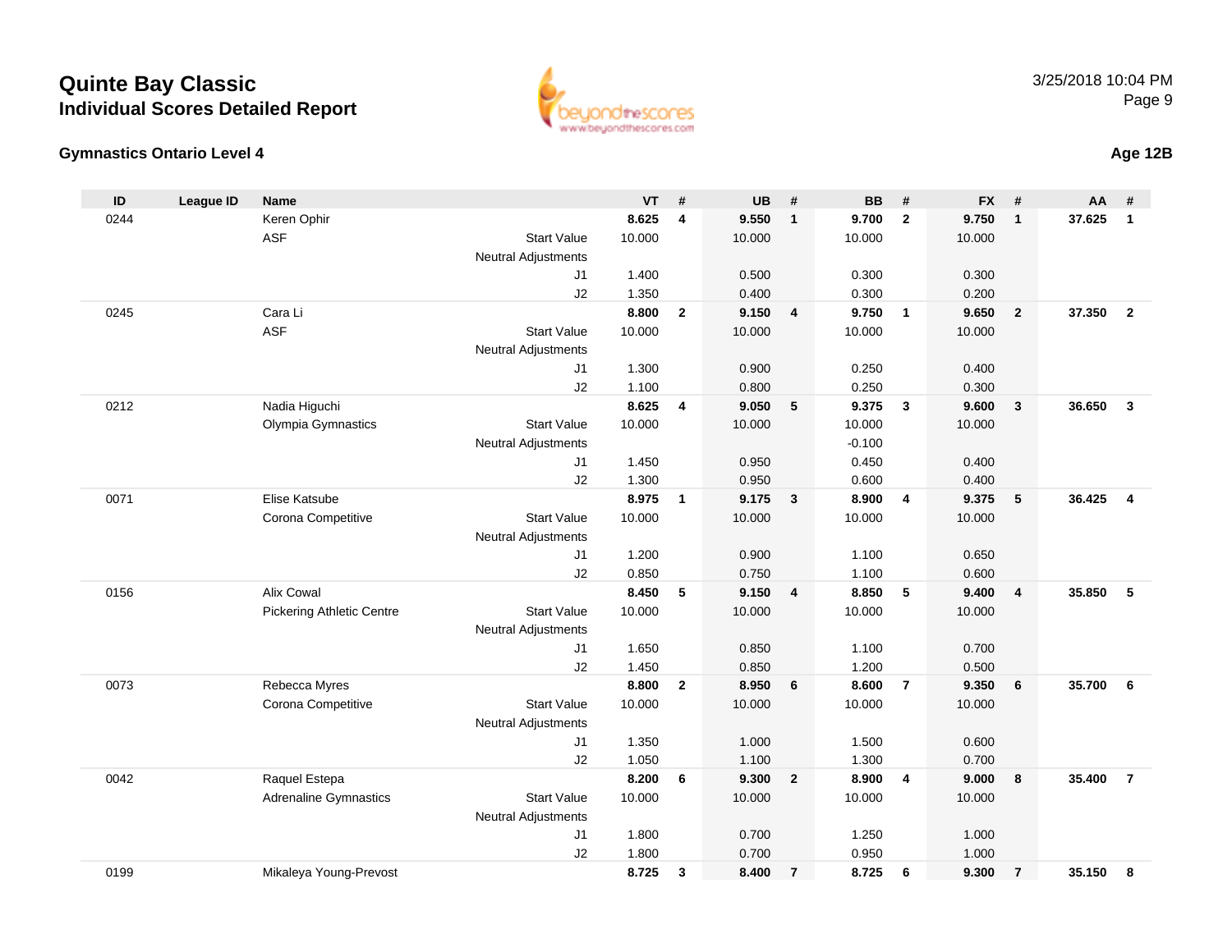# Quinte Bay Classic
## Individual Scores Detailed Report

3/25/2018 10:04 PM

### Gymnastics Ontario Level 4

**Age 12B**

| ID | League ID | Name | | VT | # | UB | # | BB | # | FX | # | AA | # |
|---|---|---|---|---|---|---|---|---|---|---|---|---|---|
| 0244 | | Keren Ophir | | **8.625** | **4** | **9.550** | **1** | **9.700** | **2** | **9.750** | **1** | **37.625** | **1** |
| | | ASF | Start Value | 10.000 | | 10.000 | | 10.000 | | 10.000 | | | |
| | | | Neutral Adjustments | | | | | | | | | | |
| | | | J1 | 1.400 | | 0.500 | | 0.300 | | 0.300 | | | |
| | | | J2 | 1.350 | | 0.400 | | 0.300 | | 0.200 | | | |
| 0245 | | Cara Li | | **8.800** | **2** | **9.150** | **4** | **9.750** | **1** | **9.650** | **2** | **37.350** | **2** |
| | | ASF | Start Value | 10.000 | | 10.000 | | 10.000 | | 10.000 | | | |
| | | | Neutral Adjustments | | | | | | | | | | |
| | | | J1 | 1.300 | | 0.900 | | 0.250 | | 0.400 | | | |
| | | | J2 | 1.100 | | 0.800 | | 0.250 | | 0.300 | | | |
| 0212 | | Nadia Higuchi | | **8.625** | **4** | **9.050** | **5** | **9.375** | **3** | **9.600** | **3** | **36.650** | **3** |
| | | Olympia Gymnastics | Start Value | 10.000 | | 10.000 | | 10.000 | | 10.000 | | | |
| | | | Neutral Adjustments | | | | | -0.100 | | | | | |
| | | | J1 | 1.450 | | 0.950 | | 0.450 | | 0.400 | | | |
| | | | J2 | 1.300 | | 0.950 | | 0.600 | | 0.400 | | | |
| 0071 | | Elise Katsube | | **8.975** | **1** | **9.175** | **3** | **8.900** | **4** | **9.375** | **5** | **36.425** | **4** |
| | | Corona Competitive | Start Value | 10.000 | | 10.000 | | 10.000 | | 10.000 | | | |
| | | | Neutral Adjustments | | | | | | | | | | |
| | | | J1 | 1.200 | | 0.900 | | 1.100 | | 0.650 | | | |
| | | | J2 | 0.850 | | 0.750 | | 1.100 | | 0.600 | | | |
| 0156 | | Alix Cowal | | **8.450** | **5** | **9.150** | **4** | **8.850** | **5** | **9.400** | **4** | **35.850** | **5** |
| | | Pickering Athletic Centre | Start Value | 10.000 | | 10.000 | | 10.000 | | 10.000 | | | |
| | | | Neutral Adjustments | | | | | | | | | | |
| | | | J1 | 1.650 | | 0.850 | | 1.100 | | 0.700 | | | |
| | | | J2 | 1.450 | | 0.850 | | 1.200 | | 0.500 | | | |
| 0073 | | Rebecca Myres | | **8.800** | **2** | **8.950** | **6** | **8.600** | **7** | **9.350** | **6** | **35.700** | **6** |
| | | Corona Competitive | Start Value | 10.000 | | 10.000 | | 10.000 | | 10.000 | | | |
| | | | Neutral Adjustments | | | | | | | | | | |
| | | | J1 | 1.350 | | 1.000 | | 1.500 | | 0.600 | | | |
| | | | J2 | 1.050 | | 1.100 | | 1.300 | | 0.700 | | | |
| 0042 | | Raquel Estepa | | **8.200** | **6** | **9.300** | **2** | **8.900** | **4** | **9.000** | **8** | **35.400** | **7** |
| | | Adrenaline Gymnastics | Start Value | 10.000 | | 10.000 | | 10.000 | | 10.000 | | | |
| | | | Neutral Adjustments | | | | | | | | | | |
| | | | J1 | 1.800 | | 0.700 | | 1.250 | | 1.000 | | | |
| | | | J2 | 1.800 | | 0.700 | | 0.950 | | 1.000 | | | |
| 0199 | | Mikaleya Young-Prevost | | **8.725** | **3** | **8.400** | **7** | **8.725** | **6** | **9.300** | **7** | **35.150** | **8** |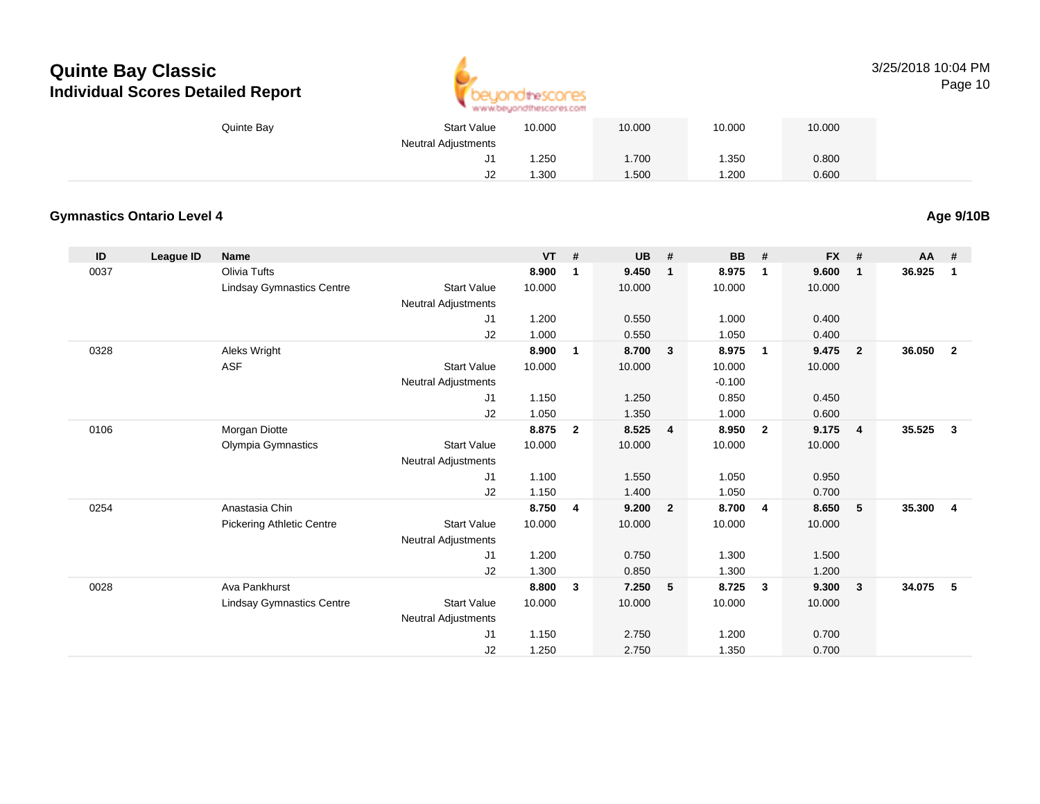# Quinte Bay Classic
## Individual Scores Detailed Report

| | | | | | | | | | | | | | |
|---|---|---|---|---|---|---|---|---|---|---|---|---|---|
| | | Quinte Bay | Start Value | 10.000 | | 10.000 | | 10.000 | | 10.000 | | | |
| | | | Neutral Adjustments | | | | | | | | | | |
| | | | J1 | 1.250 | | 1.700 | | 1.350 | | 0.800 | | | |
| | | | J2 | 1.300 | | 1.500 | | 1.200 | | 0.600 | | | |

### Gymnastics Ontario Level 4

**Age 9/10B**

| ID | League ID | Name | | VT | # | UB | # | BB | # | FX | # | AA | # |
|---|---|---|---|---|---|---|---|---|---|---|---|---|---|
| 0037 | | Olivia Tufts | | **8.900** | **1** | **9.450** | **1** | **8.975** | **1** | **9.600** | **1** | **36.925** | **1** |
| | | Lindsay Gymnastics Centre | Start Value | 10.000 | | 10.000 | | 10.000 | | 10.000 | | | |
| | | | Neutral Adjustments | | | | | | | | | | |
| | | | J1 | 1.200 | | 0.550 | | 1.000 | | 0.400 | | | |
| | | | J2 | 1.000 | | 0.550 | | 1.050 | | 0.400 | | | |
| 0328 | | Aleks Wright | | **8.900** | **1** | **8.700** | **3** | **8.975** | **1** | **9.475** | **2** | **36.050** | **2** |
| | | ASF | Start Value | 10.000 | | 10.000 | | 10.000 | | 10.000 | | | |
| | | | Neutral Adjustments | | | | | -0.100 | | | | | |
| | | | J1 | 1.150 | | 1.250 | | 0.850 | | 0.450 | | | |
| | | | J2 | 1.050 | | 1.350 | | 1.000 | | 0.600 | | | |
| 0106 | | Morgan Diotte | | **8.875** | **2** | **8.525** | **4** | **8.950** | **2** | **9.175** | **4** | **35.525** | **3** |
| | | Olympia Gymnastics | Start Value | 10.000 | | 10.000 | | 10.000 | | 10.000 | | | |
| | | | Neutral Adjustments | | | | | | | | | | |
| | | | J1 | 1.100 | | 1.550 | | 1.050 | | 0.950 | | | |
| | | | J2 | 1.150 | | 1.400 | | 1.050 | | 0.700 | | | |
| 0254 | | Anastasia Chin | | **8.750** | **4** | **9.200** | **2** | **8.700** | **4** | **8.650** | **5** | **35.300** | **4** |
| | | Pickering Athletic Centre | Start Value | 10.000 | | 10.000 | | 10.000 | | 10.000 | | | |
| | | | Neutral Adjustments | | | | | | | | | | |
| | | | J1 | 1.200 | | 0.750 | | 1.300 | | 1.500 | | | |
| | | | J2 | 1.300 | | 0.850 | | 1.300 | | 1.200 | | | |
| 0028 | | Ava Pankhurst | | **8.800** | **3** | **7.250** | **5** | **8.725** | **3** | **9.300** | **3** | **34.075** | **5** |
| | | Lindsay Gymnastics Centre | Start Value | 10.000 | | 10.000 | | 10.000 | | 10.000 | | | |
| | | | Neutral Adjustments | | | | | | | | | | |
| | | | J1 | 1.150 | | 2.750 | | 1.200 | | 0.700 | | | |
| | | | J2 | 1.250 | | 2.750 | | 1.350 | | 0.700 | | | |